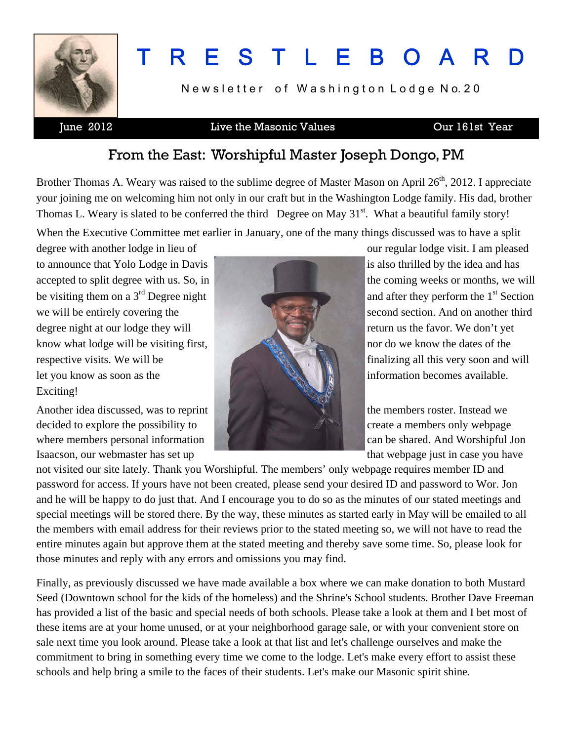# TRESTLEBOARD

Newsletter of Washington Lodge No. 20

June 2012 | Live the Masonic Values | Our 161st Year

## From the East: Worshipful Master Joseph Dongo, PM

Brother Thomas A. Weary was raised to the sublime degree of Master Mason on April 26th, 2012. I appreciate your joining me on welcoming him not only in our craft but in the Washington Lodge family. His dad, brother Thomas L. Weary is slated to be conferred the third Degree on May 31st. What a beautiful family story!

When the Executive Committee met earlier in January, one of the many things discussed was to have a split degree with another lodge in lieu of our regular lodge visit. I am pleased to announce that Yolo Lodge in Davis is also thrilled by the idea and has accepted to split degree with us. So, in the coming weeks or months, we will be visiting them on a 3rd Degree night and after they perform the 1st Section we will be entirely covering the second section. And on another third degree night at our lodge they will return us the favor. We don't yet know what lodge will be visiting first, nor do we know the dates of the respective visits. We will be finalizing all this very soon and will let you know as soon as the information becomes available. Exciting!

Another idea discussed, was to reprint the members roster. Instead we decided to explore the possibility to create a members only webpage where members personal information can be shared. And Worshipful Jon Isaacson, our webmaster has set up that webpage just in case you have not visited our site lately. Thank you Worshipful. The members' only webpage requires member ID and password for access. If yours have not been created, please send your desired ID and password to Wor. Jon and he will be happy to do just that. And I encourage you to do so as the minutes of our stated meetings and special meetings will be stored there. By the way, these minutes as started early in May will be emailed to all the members with email address for their reviews prior to the stated meeting so, we will not have to read the entire minutes again but approve them at the stated meeting and thereby save some time. So, please look for those minutes and reply with any errors and omissions you may find.

Finally, as previously discussed we have made available a box where we can make donation to both Mustard Seed (Downtown school for the kids of the homeless) and the Shrine's School students. Brother Dave Freeman has provided a list of the basic and special needs of both schools. Please take a look at them and I bet most of these items are at your home unused, or at your neighborhood garage sale, or with your convenient store on sale next time you look around. Please take a look at that list and let's challenge ourselves and make the commitment to bring in something every time we come to the lodge. Let's make every effort to assist these schools and help bring a smile to the faces of their students. Let's make our Masonic spirit shine.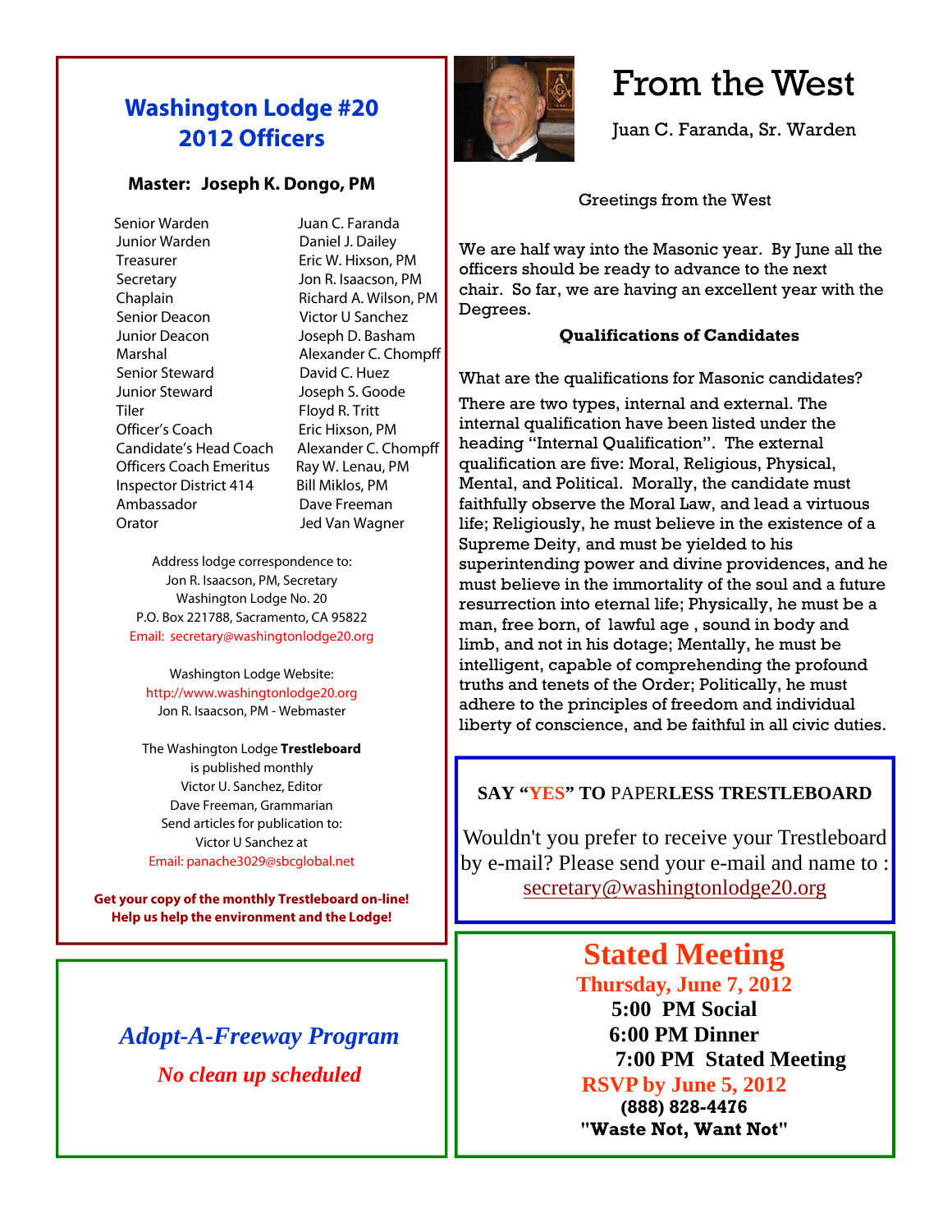## Washington Lodge #20
## 2012 Officers

**Master: Joseph K. Dongo, PM**

| | |
|---|---|
| Senior Warden | Juan C. Faranda |
| Junior Warden | Daniel J. Dailey |
| Treasurer | Eric W. Hixson, PM |
| Secretary | Jon R. Isaacson, PM |
| Chaplain | Richard A. Wilson, PM |
| Senior Deacon | Victor U Sanchez |
| Junior Deacon | Joseph D. Basham |
| Marshal | Alexander C. Chompff |
| Senior Steward | David C. Huez |
| Junior Steward | Joseph S. Goode |
| Tiler | Floyd R. Tritt |
| Officer's Coach | Eric Hixson, PM |
| Candidate's Head Coach | Alexander C. Chompff |
| Officers Coach Emeritus | Ray W. Lenau, PM |
| Inspector District 414 | Bill Miklos, PM |
| Ambassador | Dave Freeman |
| Orator | Jed Van Wagner |

Address lodge correspondence to:
Jon R. Isaacson, PM, Secretary
Washington Lodge No. 20
P.O. Box 221788, Sacramento, CA 95822
Email: secretary@washingtonlodge20.org

Washington Lodge Website:
http://www.washingtonlodge20.org
Jon R. Isaacson, PM - Webmaster

The Washington Lodge **Trestleboard**
is published monthly
Victor U. Sanchez, Editor
Dave Freeman, Grammarian
Send articles for publication to:
Victor U Sanchez at
Email: panache3029@sbcglobal.net

**Get your copy of the monthly Trestleboard on-line!**
**Help us help the environment and the Lodge!**

***Adopt-A-Freeway Program***

***No clean up scheduled***

# From the West

Juan C. Faranda, Sr. Warden

Greetings from the West

We are half way into the Masonic year. By June all the officers should be ready to advance to the next chair. So far, we are having an excellent year with the Degrees.

**Qualifications of Candidates**

What are the qualifications for Masonic candidates?

There are two types, internal and external. The internal qualification have been listed under the heading "Internal Qualification". The external qualification are five: Moral, Religious, Physical, Mental, and Political. Morally, the candidate must faithfully observe the Moral Law, and lead a virtuous life; Religiously, he must believe in the existence of a Supreme Deity, and must be yielded to his superintending power and divine providences, and he must believe in the immortality of the soul and a future resurrection into eternal life; Physically, he must be a man, free born, of lawful age , sound in body and limb, and not in his dotage; Mentally, he must be intelligent, capable of comprehending the profound truths and tenets of the Order; Politically, he must adhere to the principles of freedom and individual liberty of conscience, and be faithful in all civic duties.

**SAY "YES" TO PAPERLESS TRESTLEBOARD**

Wouldn't you prefer to receive your Trestleboard by e-mail? Please send your e-mail and name to : secretary@washingtonlodge20.org

## Stated Meeting

**Thursday, June 7, 2012**
**5:00 PM Social**
**6:00 PM Dinner**
**7:00 PM Stated Meeting**
**RSVP by June 5, 2012**
**(888) 828-4476**
**"Waste Not, Want Not"**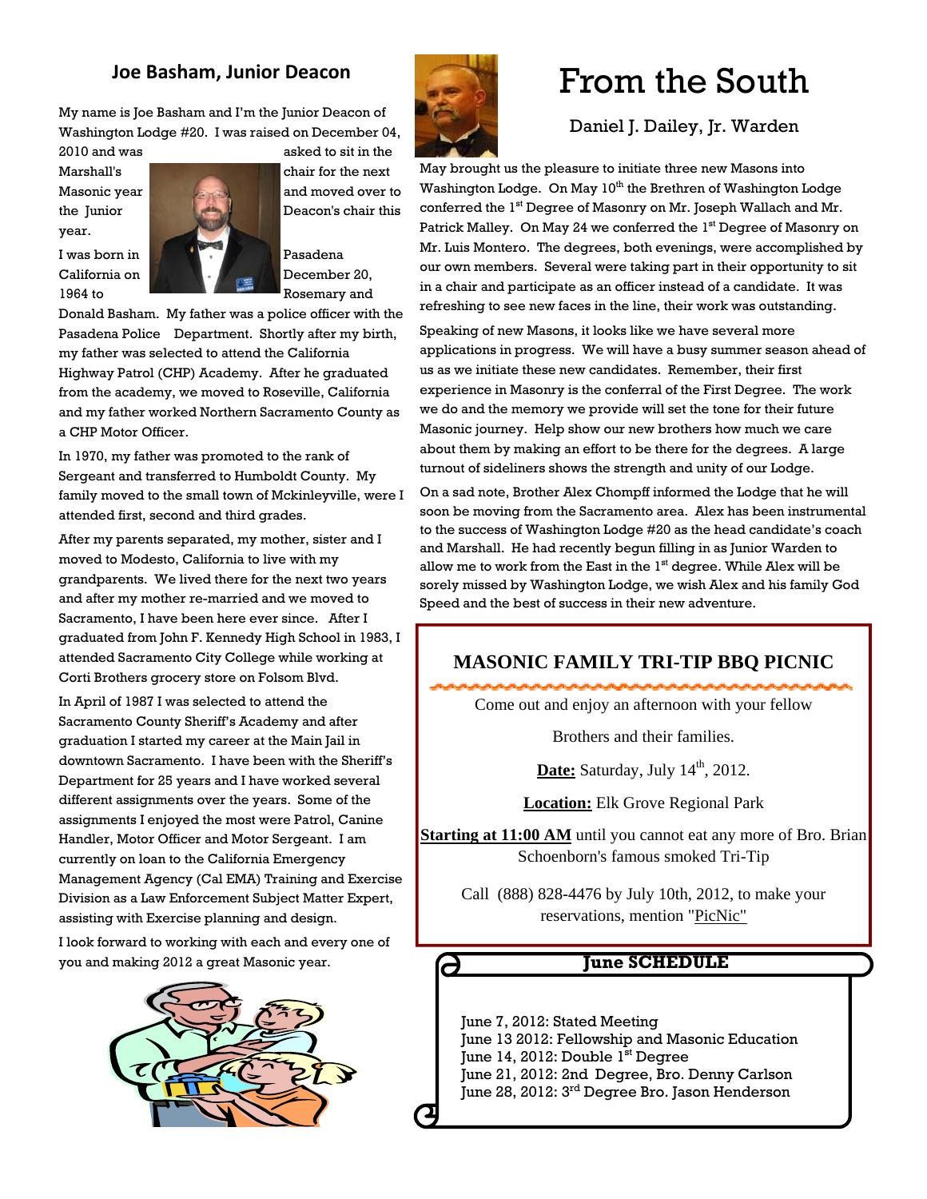## Joe Basham, Junior Deacon

My name is Joe Basham and I'm the Junior Deacon of Washington Lodge #20. I was raised on December 04, 2010 and was asked to sit in the Marshall's chair for the next Masonic year and moved over to the Junior Deacon's chair this year.

I was born in Pasadena California on December 20, 1964 to Rosemary and Donald Basham. My father was a police officer with the Pasadena Police Department. Shortly after my birth, my father was selected to attend the California Highway Patrol (CHP) Academy. After he graduated from the academy, we moved to Roseville, California and my father worked Northern Sacramento County as a CHP Motor Officer.

In 1970, my father was promoted to the rank of Sergeant and transferred to Humboldt County. My family moved to the small town of Mckinleyville, were I attended first, second and third grades.

After my parents separated, my mother, sister and I moved to Modesto, California to live with my grandparents. We lived there for the next two years and after my mother re-married and we moved to Sacramento, I have been here ever since. After I graduated from John F. Kennedy High School in 1983, I attended Sacramento City College while working at Corti Brothers grocery store on Folsom Blvd.

In April of 1987 I was selected to attend the Sacramento County Sheriff's Academy and after graduation I started my career at the Main Jail in downtown Sacramento. I have been with the Sheriff's Department for 25 years and I have worked several different assignments over the years. Some of the assignments I enjoyed the most were Patrol, Canine Handler, Motor Officer and Motor Sergeant. I am currently on loan to the California Emergency Management Agency (Cal EMA) Training and Exercise Division as a Law Enforcement Subject Matter Expert, assisting with Exercise planning and design.

I look forward to working with each and every one of you and making 2012 a great Masonic year.

# From the South

### Daniel J. Dailey, Jr. Warden

May brought us the pleasure to initiate three new Masons into Washington Lodge. On May 10th the Brethren of Washington Lodge conferred the 1st Degree of Masonry on Mr. Joseph Wallach and Mr. Patrick Malley. On May 24 we conferred the 1st Degree of Masonry on Mr. Luis Montero. The degrees, both evenings, were accomplished by our own members. Several were taking part in their opportunity to sit in a chair and participate as an officer instead of a candidate. It was refreshing to see new faces in the line, their work was outstanding.

Speaking of new Masons, it looks like we have several more applications in progress. We will have a busy summer season ahead of us as we initiate these new candidates. Remember, their first experience in Masonry is the conferral of the First Degree. The work we do and the memory we provide will set the tone for their future Masonic journey. Help show our new brothers how much we care about them by making an effort to be there for the degrees. A large turnout of sideliners shows the strength and unity of our Lodge.

On a sad note, Brother Alex Chompff informed the Lodge that he will soon be moving from the Sacramento area. Alex has been instrumental to the success of Washington Lodge #20 as the head candidate's coach and Marshall. He had recently begun filling in as Junior Warden to allow me to work from the East in the 1st degree. While Alex will be sorely missed by Washington Lodge, we wish Alex and his family God Speed and the best of success in their new adventure.

## MASONIC FAMILY TRI-TIP BBQ PICNIC

Come out and enjoy an afternoon with your fellow Brothers and their families.

**Date:** Saturday, July 14th, 2012.

**Location:** Elk Grove Regional Park

**Starting at 11:00 AM** until you cannot eat any more of Bro. Brian Schoenborn's famous smoked Tri-Tip

Call (888) 828-4476 by July 10th, 2012, to make your reservations, mention "PicNic"

## June SCHEDULE

June 7, 2012: Stated Meeting
June 13 2012: Fellowship and Masonic Education
June 14, 2012: Double 1st Degree
June 21, 2012: 2nd Degree, Bro. Denny Carlson
June 28, 2012: 3rd Degree Bro. Jason Henderson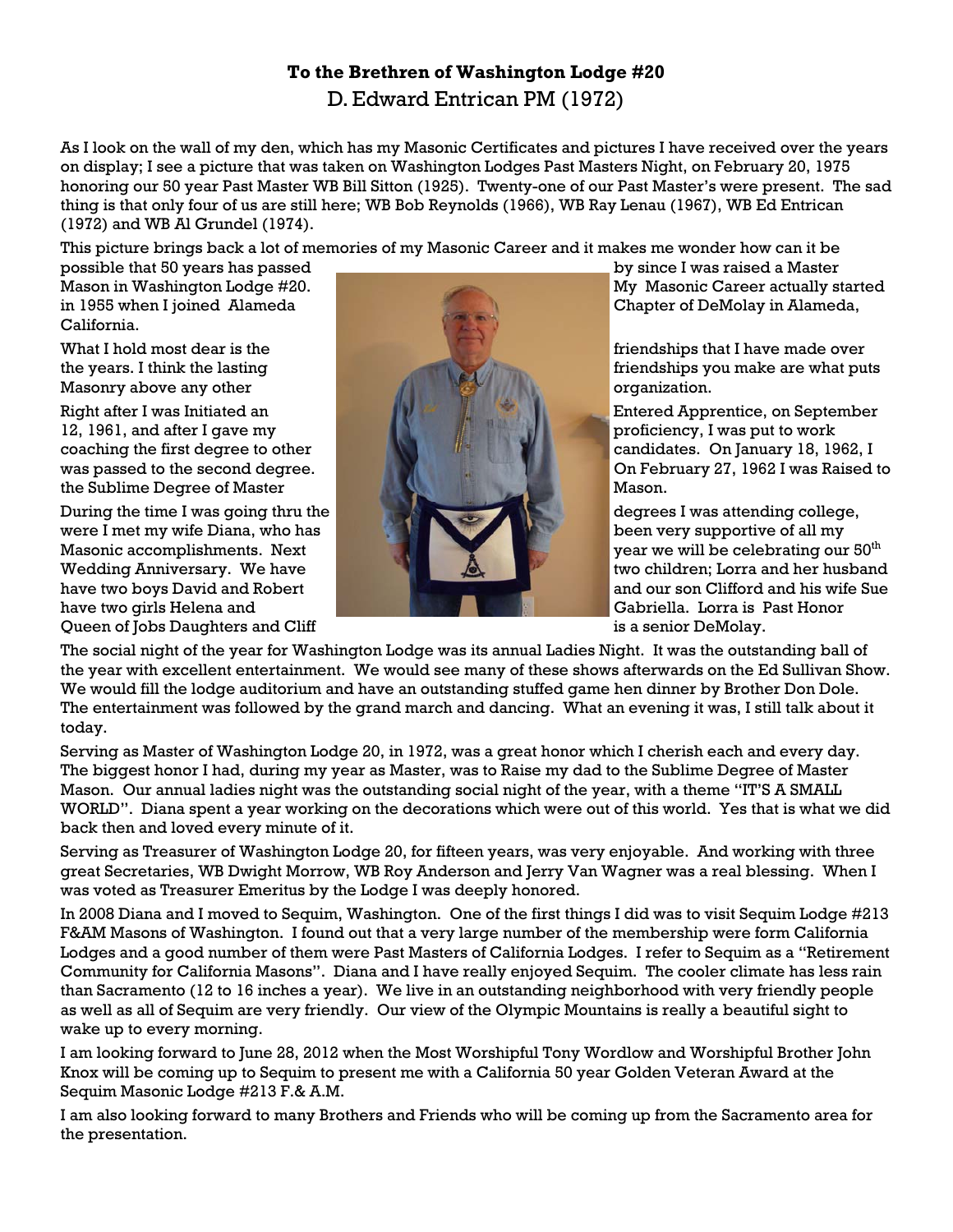**To the Brethren of Washington Lodge #20**

D. Edward Entrican PM (1972)

As I look on the wall of my den, which has my Masonic Certificates and pictures I have received over the years on display; I see a picture that was taken on Washington Lodges Past Masters Night, on February 20, 1975 honoring our 50 year Past Master WB Bill Sitton (1925). Twenty-one of our Past Master's were present. The sad thing is that only four of us are still here; WB Bob Reynolds (1966), WB Ray Lenau (1967), WB Ed Entrican (1972) and WB Al Grundel (1974).

This picture brings back a lot of memories of my Masonic Career and it makes me wonder how can it be possible that 50 years has passed by since I was raised a Master Mason in Washington Lodge #20. My Masonic Career actually started in 1955 when I joined Alameda Chapter of DeMolay in Alameda, California.

What I hold most dear is the friendships that I have made over the years. I think the lasting friendships you make are what puts Masonry above any other organization.

Right after I was Initiated an Entered Apprentice, on September 12, 1961, and after I gave my proficiency, I was put to work coaching the first degree to other candidates. On January 18, 1962, I was passed to the second degree. On February 27, 1962 I was Raised to the Sublime Degree of Master Mason.

During the time I was going thru the degrees I was attending college, were I met my wife Diana, who has been very supportive of all my Masonic accomplishments. Next year we will be celebrating our 50th Wedding Anniversary. We have two children; Lorra and her husband have two boys David and Robert and our son Clifford and his wife Sue have two girls Helena and Gabriella. Lorra is Past Honor Queen of Jobs Daughters and Cliff is a senior DeMolay.

The social night of the year for Washington Lodge was its annual Ladies Night. It was the outstanding ball of the year with excellent entertainment. We would see many of these shows afterwards on the Ed Sullivan Show. We would fill the lodge auditorium and have an outstanding stuffed game hen dinner by Brother Don Dole. The entertainment was followed by the grand march and dancing. What an evening it was, I still talk about it today.

Serving as Master of Washington Lodge 20, in 1972, was a great honor which I cherish each and every day. The biggest honor I had, during my year as Master, was to Raise my dad to the Sublime Degree of Master Mason. Our annual ladies night was the outstanding social night of the year, with a theme "IT'S A SMALL WORLD". Diana spent a year working on the decorations which were out of this world. Yes that is what we did back then and loved every minute of it.

Serving as Treasurer of Washington Lodge 20, for fifteen years, was very enjoyable. And working with three great Secretaries, WB Dwight Morrow, WB Roy Anderson and Jerry Van Wagner was a real blessing. When I was voted as Treasurer Emeritus by the Lodge I was deeply honored.

In 2008 Diana and I moved to Sequim, Washington. One of the first things I did was to visit Sequim Lodge #213 F&AM Masons of Washington. I found out that a very large number of the membership were form California Lodges and a good number of them were Past Masters of California Lodges. I refer to Sequim as a "Retirement Community for California Masons". Diana and I have really enjoyed Sequim. The cooler climate has less rain than Sacramento (12 to 16 inches a year). We live in an outstanding neighborhood with very friendly people as well as all of Sequim are very friendly. Our view of the Olympic Mountains is really a beautiful sight to wake up to every morning.

I am looking forward to June 28, 2012 when the Most Worshipful Tony Wordlow and Worshipful Brother John Knox will be coming up to Sequim to present me with a California 50 year Golden Veteran Award at the Sequim Masonic Lodge #213 F.& A.M.

I am also looking forward to many Brothers and Friends who will be coming up from the Sacramento area for the presentation.